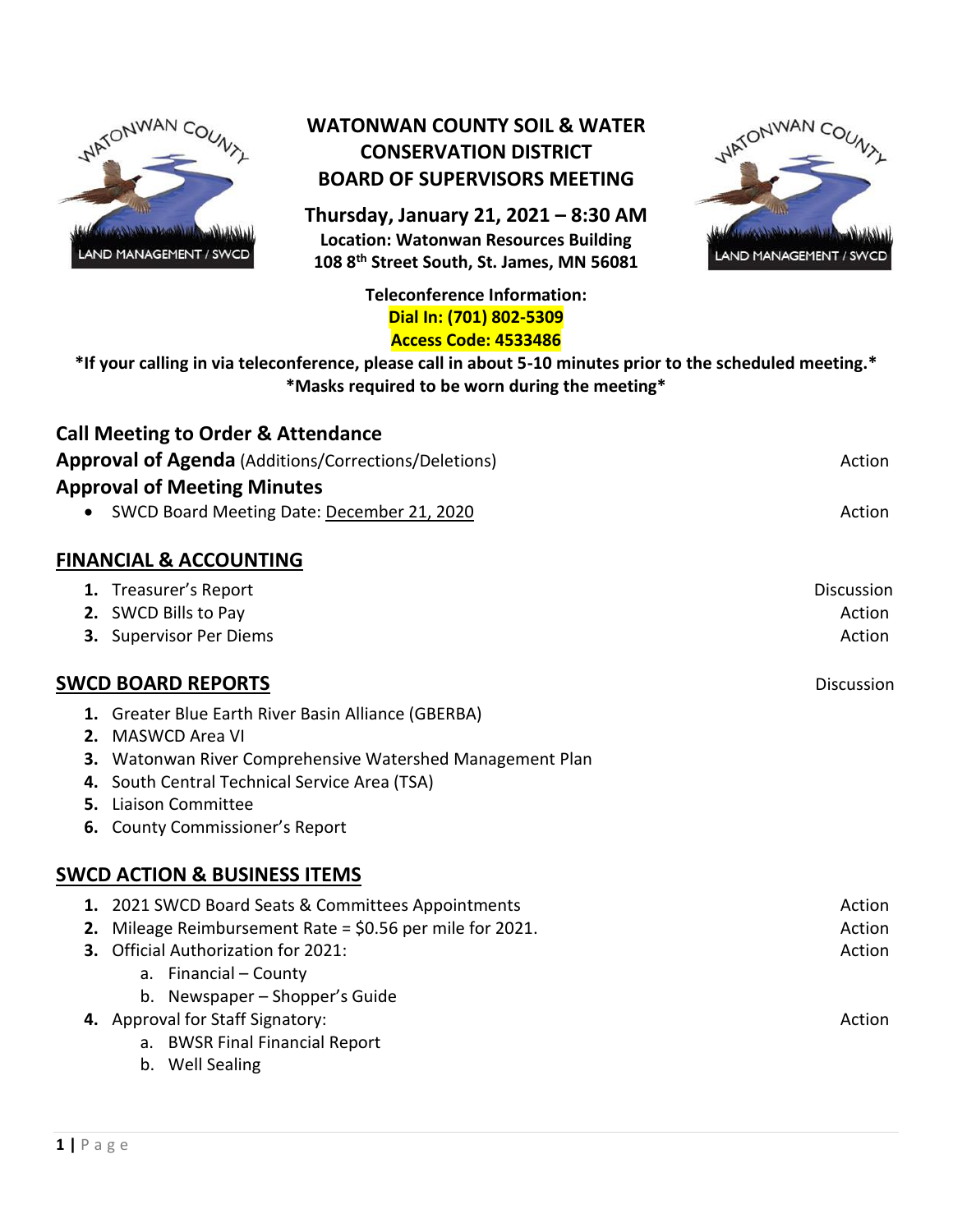# WATONWAN COUNTY SOIL & WATER CONSERVATION DISTRICT BOARD OF SUPERVISORS MEETING

**Thursday, January 21, 2021 – 8:30 AM**
**Location: Watonwan Resources Building**
**108 8th Street South, St. James, MN 56081**

**Teleconference Information:**
**Dial In: (701) 802-5309**
**Access Code: 4533486**

***If your calling in via teleconference, please call in about 5-10 minutes prior to the scheduled meeting.***
***Masks required to be worn during the meeting***

## Call Meeting to Order & Attendance

**Approval of Agenda** (Additions/Corrections/Deletions) — Action

**Approval of Meeting Minutes**

- SWCD Board Meeting Date: December 21, 2020 — Action

## FINANCIAL & ACCOUNTING

1. Treasurer's Report — Discussion
2. SWCD Bills to Pay — Action
3. Supervisor Per Diems — Action

## SWCD BOARD REPORTS — Discussion

1. Greater Blue Earth River Basin Alliance (GBERBA)
2. MASWCD Area VI
3. Watonwan River Comprehensive Watershed Management Plan
4. South Central Technical Service Area (TSA)
5. Liaison Committee
6. County Commissioner's Report

## SWCD ACTION & BUSINESS ITEMS

1. 2021 SWCD Board Seats & Committees Appointments — Action
2. Mileage Reimbursement Rate = $0.56 per mile for 2021. — Action
3. Official Authorization for 2021: — Action
   a. Financial – County
   b. Newspaper – Shopper's Guide
4. Approval for Staff Signatory: — Action
   a. BWSR Final Financial Report
   b. Well Sealing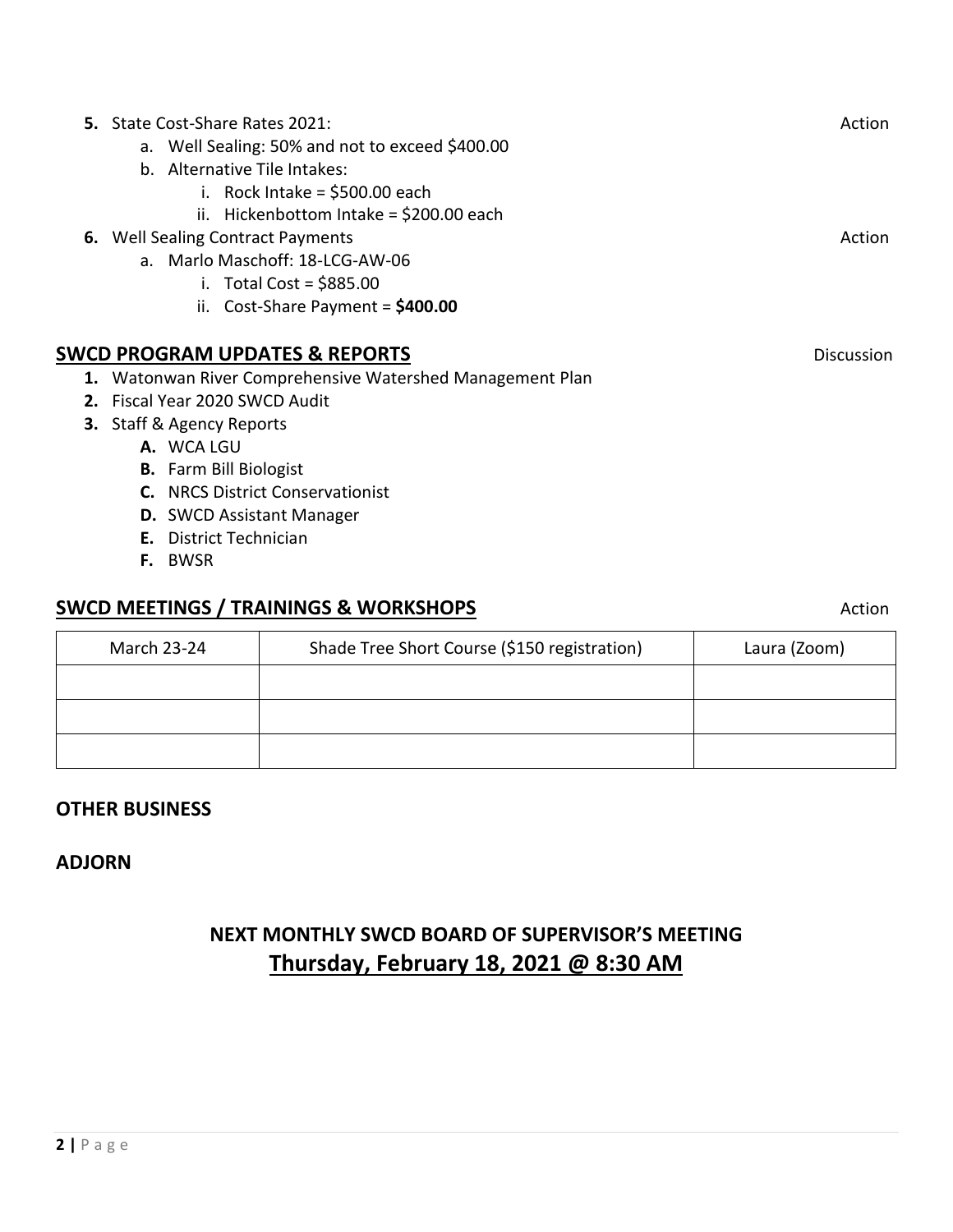5. State Cost-Share Rates 2021: Action
    a. Well Sealing: 50% and not to exceed $400.00
    b. Alternative Tile Intakes:
        i. Rock Intake = $500.00 each
        ii. Hickenbottom Intake = $200.00 each
6. Well Sealing Contract Payments Action
    a. Marlo Maschoff: 18-LCG-AW-06
        i. Total Cost = $885.00
        ii. Cost-Share Payment = **$400.00**

## SWCD PROGRAM UPDATES & REPORTS

Discussion

1. Watonwan River Comprehensive Watershed Management Plan
2. Fiscal Year 2020 SWCD Audit
3. Staff & Agency Reports
    - **A.** WCA LGU
    - **B.** Farm Bill Biologist
    - **C.** NRCS District Conservationist
    - **D.** SWCD Assistant Manager
    - **E.** District Technician
    - **F.** BWSR

## SWCD MEETINGS / TRAININGS & WORKSHOPS

Action

| | | |
|---|---|---|
| March 23-24 | Shade Tree Short Course ($150 registration) | Laura (Zoom) |
| | | |
| | | |
| | | |

## OTHER BUSINESS

## ADJORN

## NEXT MONTHLY SWCD BOARD OF SUPERVISOR'S MEETING

## Thursday, February 18, 2021 @ 8:30 AM